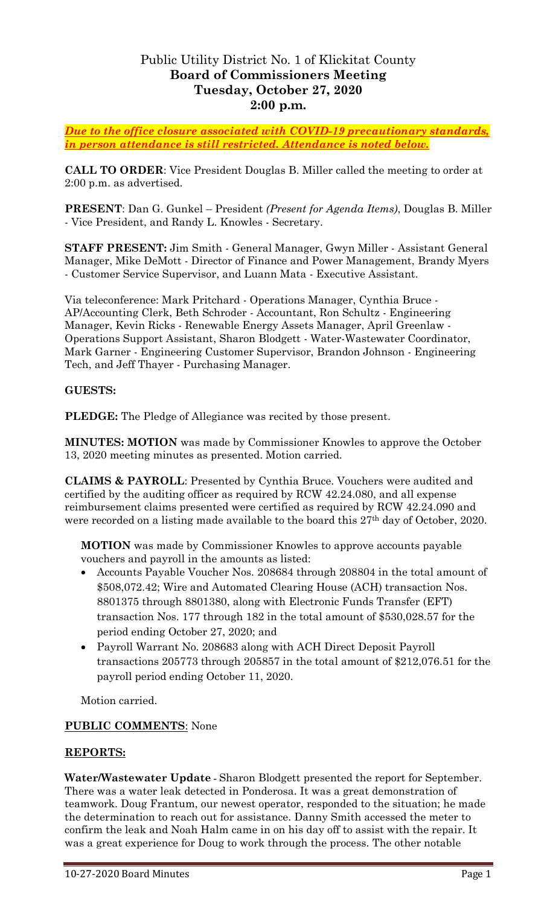# Public Utility District No. 1 of Klickitat County
## Board of Commissioners Meeting
## Tuesday, October 27, 2020
## 2:00 p.m.

***Due to the office closure associated with COVID-19 precautionary standards, in person attendance is still restricted. Attendance is noted below.***

**CALL TO ORDER**: Vice President Douglas B. Miller called the meeting to order at 2:00 p.m. as advertised.

**PRESENT**: Dan G. Gunkel – President *(Present for Agenda Items)*, Douglas B. Miller - Vice President, and Randy L. Knowles - Secretary.

**STAFF PRESENT:** Jim Smith - General Manager, Gwyn Miller - Assistant General Manager, Mike DeMott - Director of Finance and Power Management, Brandy Myers - Customer Service Supervisor, and Luann Mata - Executive Assistant.

Via teleconference: Mark Pritchard - Operations Manager, Cynthia Bruce - AP/Accounting Clerk, Beth Schroder - Accountant, Ron Schultz - Engineering Manager, Kevin Ricks - Renewable Energy Assets Manager, April Greenlaw - Operations Support Assistant, Sharon Blodgett - Water-Wastewater Coordinator, Mark Garner - Engineering Customer Supervisor, Brandon Johnson - Engineering Tech, and Jeff Thayer - Purchasing Manager.

**GUESTS:**

**PLEDGE:** The Pledge of Allegiance was recited by those present.

**MINUTES: MOTION** was made by Commissioner Knowles to approve the October 13, 2020 meeting minutes as presented. Motion carried.

**CLAIMS & PAYROLL**: Presented by Cynthia Bruce. Vouchers were audited and certified by the auditing officer as required by RCW 42.24.080, and all expense reimbursement claims presented were certified as required by RCW 42.24.090 and were recorded on a listing made available to the board this 27th day of October, 2020.

**MOTION** was made by Commissioner Knowles to approve accounts payable vouchers and payroll in the amounts as listed:

- Accounts Payable Voucher Nos. 208684 through 208804 in the total amount of $508,072.42; Wire and Automated Clearing House (ACH) transaction Nos. 8801375 through 8801380, along with Electronic Funds Transfer (EFT) transaction Nos. 177 through 182 in the total amount of $530,028.57 for the period ending October 27, 2020; and
- Payroll Warrant No. 208683 along with ACH Direct Deposit Payroll transactions 205773 through 205857 in the total amount of $212,076.51 for the payroll period ending October 11, 2020.

Motion carried.

**PUBLIC COMMENTS**: None

**REPORTS:**

**Water/Wastewater Update** - Sharon Blodgett presented the report for September. There was a water leak detected in Ponderosa. It was a great demonstration of teamwork. Doug Frantum, our newest operator, responded to the situation; he made the determination to reach out for assistance. Danny Smith accessed the meter to confirm the leak and Noah Halm came in on his day off to assist with the repair. It was a great experience for Doug to work through the process. The other notable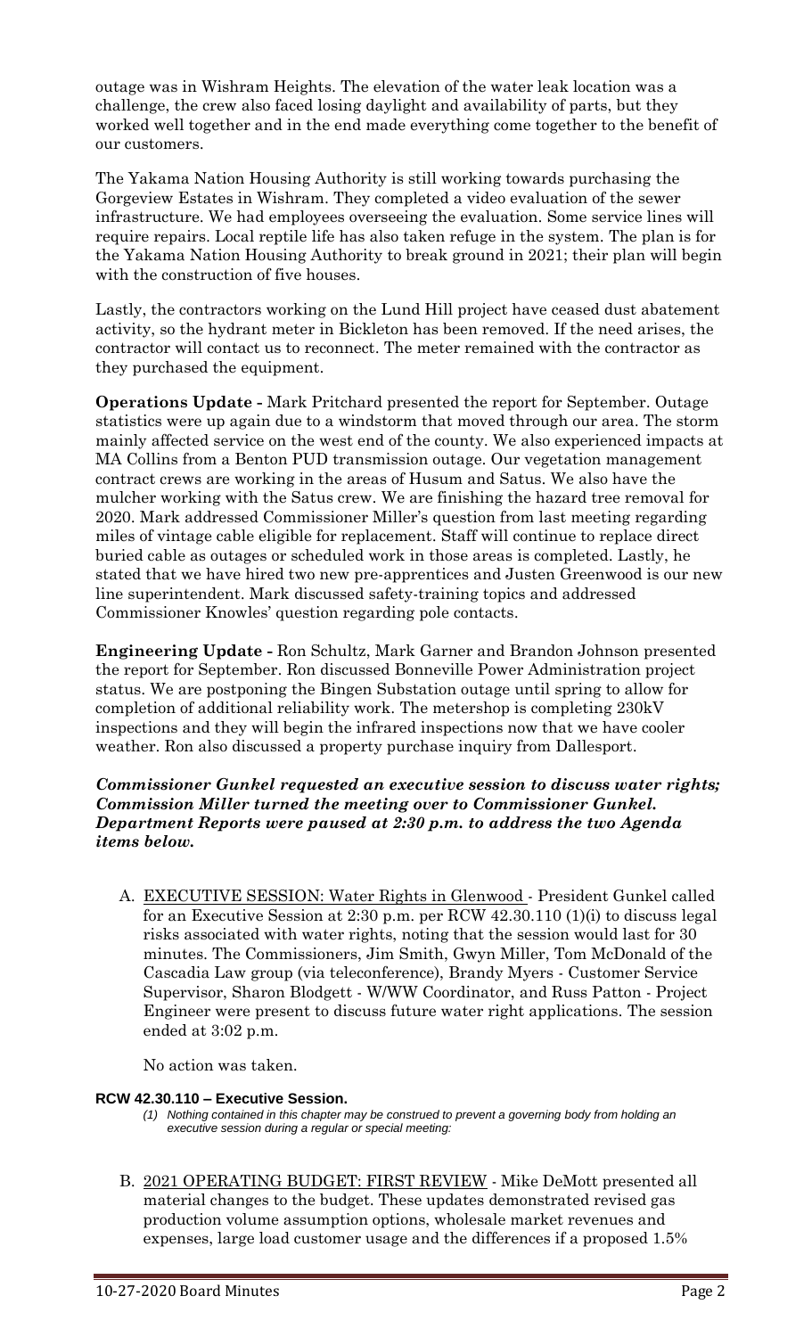outage was in Wishram Heights. The elevation of the water leak location was a challenge, the crew also faced losing daylight and availability of parts, but they worked well together and in the end made everything come together to the benefit of our customers.

The Yakama Nation Housing Authority is still working towards purchasing the Gorgeview Estates in Wishram. They completed a video evaluation of the sewer infrastructure. We had employees overseeing the evaluation. Some service lines will require repairs. Local reptile life has also taken refuge in the system. The plan is for the Yakama Nation Housing Authority to break ground in 2021; their plan will begin with the construction of five houses.

Lastly, the contractors working on the Lund Hill project have ceased dust abatement activity, so the hydrant meter in Bickleton has been removed. If the need arises, the contractor will contact us to reconnect. The meter remained with the contractor as they purchased the equipment.

**Operations Update -** Mark Pritchard presented the report for September. Outage statistics were up again due to a windstorm that moved through our area. The storm mainly affected service on the west end of the county. We also experienced impacts at MA Collins from a Benton PUD transmission outage. Our vegetation management contract crews are working in the areas of Husum and Satus. We also have the mulcher working with the Satus crew. We are finishing the hazard tree removal for 2020. Mark addressed Commissioner Miller's question from last meeting regarding miles of vintage cable eligible for replacement. Staff will continue to replace direct buried cable as outages or scheduled work in those areas is completed. Lastly, he stated that we have hired two new pre-apprentices and Justen Greenwood is our new line superintendent. Mark discussed safety-training topics and addressed Commissioner Knowles' question regarding pole contacts.

**Engineering Update -** Ron Schultz, Mark Garner and Brandon Johnson presented the report for September. Ron discussed Bonneville Power Administration project status. We are postponing the Bingen Substation outage until spring to allow for completion of additional reliability work. The metershop is completing 230kV inspections and they will begin the infrared inspections now that we have cooler weather. Ron also discussed a property purchase inquiry from Dallesport.

***Commissioner Gunkel requested an executive session to discuss water rights; Commission Miller turned the meeting over to Commissioner Gunkel. Department Reports were paused at 2:30 p.m. to address the two Agenda items below.***

A. EXECUTIVE SESSION: Water Rights in Glenwood - President Gunkel called for an Executive Session at 2:30 p.m. per RCW 42.30.110 (1)(i) to discuss legal risks associated with water rights, noting that the session would last for 30 minutes. The Commissioners, Jim Smith, Gwyn Miller, Tom McDonald of the Cascadia Law group (via teleconference), Brandy Myers - Customer Service Supervisor, Sharon Blodgett - W/WW Coordinator, and Russ Patton - Project Engineer were present to discuss future water right applications. The session ended at 3:02 p.m.

   No action was taken.

**RCW 42.30.110 – Executive Session.**

*(1) Nothing contained in this chapter may be construed to prevent a governing body from holding an executive session during a regular or special meeting:*

B. 2021 OPERATING BUDGET: FIRST REVIEW - Mike DeMott presented all material changes to the budget. These updates demonstrated revised gas production volume assumption options, wholesale market revenues and expenses, large load customer usage and the differences if a proposed 1.5%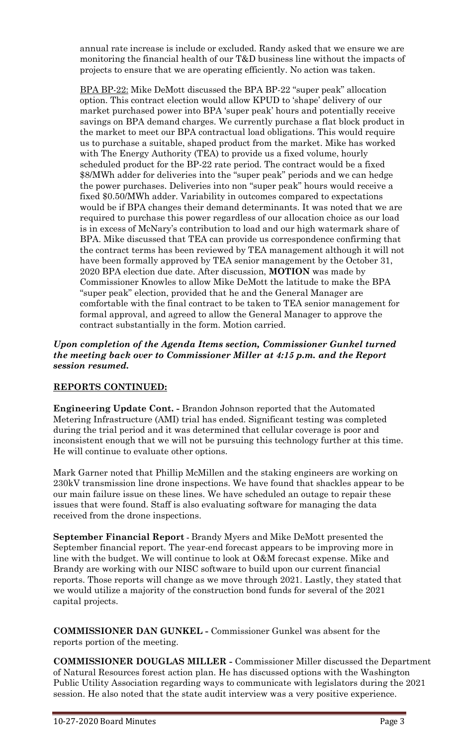annual rate increase is include or excluded. Randy asked that we ensure we are monitoring the financial health of our T&D business line without the impacts of projects to ensure that we are operating efficiently. No action was taken.

BPA BP-22: Mike DeMott discussed the BPA BP-22 "super peak" allocation option. This contract election would allow KPUD to 'shape' delivery of our market purchased power into BPA 'super peak' hours and potentially receive savings on BPA demand charges. We currently purchase a flat block product in the market to meet our BPA contractual load obligations. This would require us to purchase a suitable, shaped product from the market. Mike has worked with The Energy Authority (TEA) to provide us a fixed volume, hourly scheduled product for the BP-22 rate period. The contract would be a fixed \$8/MWh adder for deliveries into the "super peak" periods and we can hedge the power purchases. Deliveries into non "super peak" hours would receive a fixed \$0.50/MWh adder. Variability in outcomes compared to expectations would be if BPA changes their demand determinants. It was noted that we are required to purchase this power regardless of our allocation choice as our load is in excess of McNary's contribution to load and our high watermark share of BPA. Mike discussed that TEA can provide us correspondence confirming that the contract terms has been reviewed by TEA management although it will not have been formally approved by TEA senior management by the October 31, 2020 BPA election due date. After discussion, **MOTION** was made by Commissioner Knowles to allow Mike DeMott the latitude to make the BPA "super peak" election, provided that he and the General Manager are comfortable with the final contract to be taken to TEA senior management for formal approval, and agreed to allow the General Manager to approve the contract substantially in the form. Motion carried.

***Upon completion of the Agenda Items section, Commissioner Gunkel turned the meeting back over to Commissioner Miller at 4:15 p.m. and the Report session resumed.***

## REPORTS CONTINUED:

**Engineering Update Cont. -** Brandon Johnson reported that the Automated Metering Infrastructure (AMI) trial has ended. Significant testing was completed during the trial period and it was determined that cellular coverage is poor and inconsistent enough that we will not be pursuing this technology further at this time. He will continue to evaluate other options.

Mark Garner noted that Phillip McMillen and the staking engineers are working on 230kV transmission line drone inspections. We have found that shackles appear to be our main failure issue on these lines. We have scheduled an outage to repair these issues that were found. Staff is also evaluating software for managing the data received from the drone inspections.

**September Financial Report** - Brandy Myers and Mike DeMott presented the September financial report. The year-end forecast appears to be improving more in line with the budget. We will continue to look at O&M forecast expense. Mike and Brandy are working with our NISC software to build upon our current financial reports. Those reports will change as we move through 2021. Lastly, they stated that we would utilize a majority of the construction bond funds for several of the 2021 capital projects.

**COMMISSIONER DAN GUNKEL -** Commissioner Gunkel was absent for the reports portion of the meeting.

**COMMISSIONER DOUGLAS MILLER -** Commissioner Miller discussed the Department of Natural Resources forest action plan. He has discussed options with the Washington Public Utility Association regarding ways to communicate with legislators during the 2021 session. He also noted that the state audit interview was a very positive experience.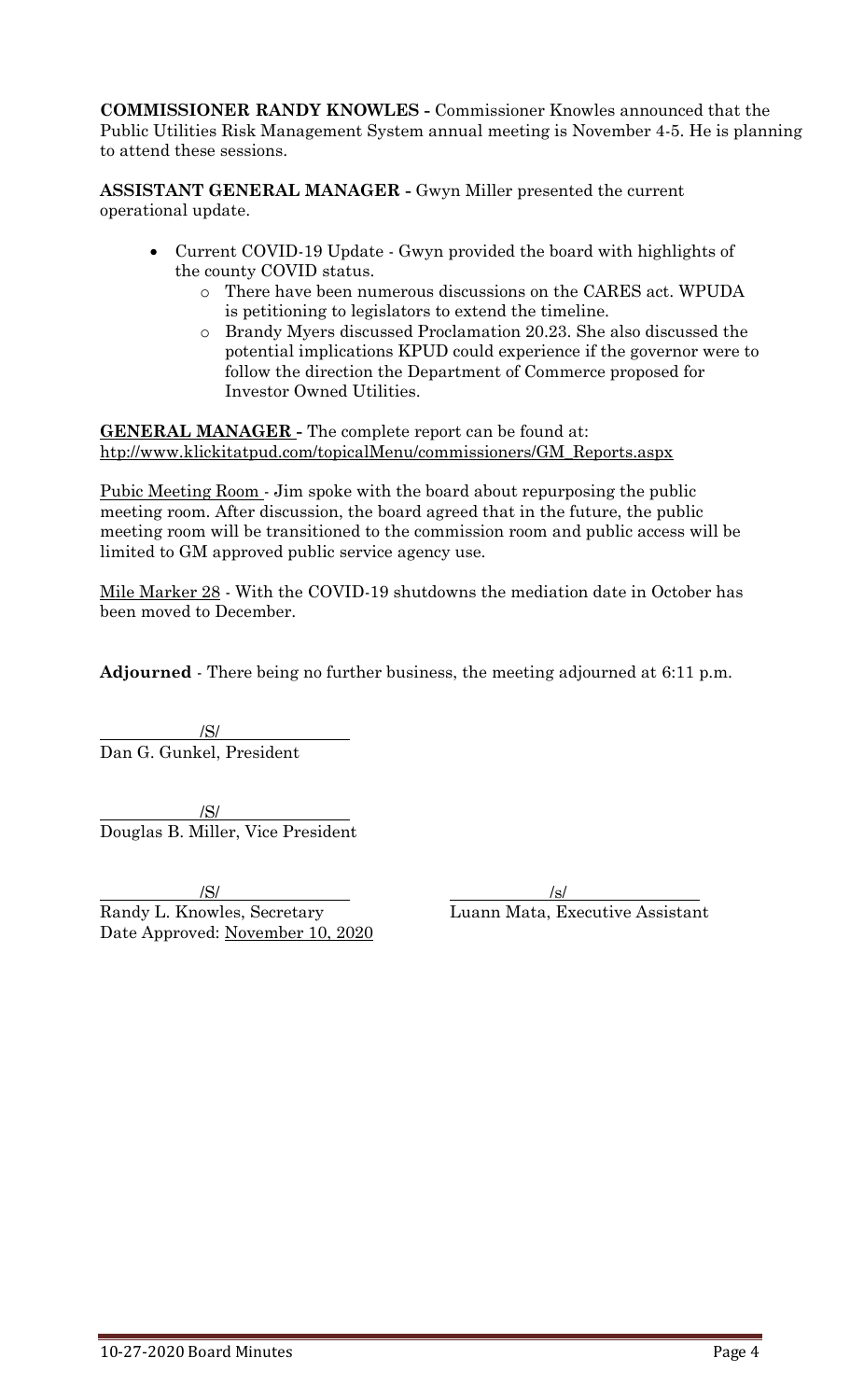**COMMISSIONER RANDY KNOWLES -** Commissioner Knowles announced that the Public Utilities Risk Management System annual meeting is November 4-5. He is planning to attend these sessions.

**ASSISTANT GENERAL MANAGER -** Gwyn Miller presented the current operational update.

- Current COVID-19 Update - Gwyn provided the board with highlights of the county COVID status.
  - There have been numerous discussions on the CARES act. WPUDA is petitioning to legislators to extend the timeline.
  - Brandy Myers discussed Proclamation 20.23. She also discussed the potential implications KPUD could experience if the governor were to follow the direction the Department of Commerce proposed for Investor Owned Utilities.

**GENERAL MANAGER -** The complete report can be found at: http://www.klickitatpud.com/topicalMenu/commissioners/GM_Reports.aspx

Pubic Meeting Room - Jim spoke with the board about repurposing the public meeting room. After discussion, the board agreed that in the future, the public meeting room will be transitioned to the commission room and public access will be limited to GM approved public service agency use.

Mile Marker 28 - With the COVID-19 shutdowns the mediation date in October has been moved to December.

**Adjourned** - There being no further business, the meeting adjourned at 6:11 p.m.

/S/
Dan G. Gunkel, President

/S/
Douglas B. Miller, Vice President

/S/
Randy L. Knowles, Secretary
Date Approved: November 10, 2020

/s/
Luann Mata, Executive Assistant